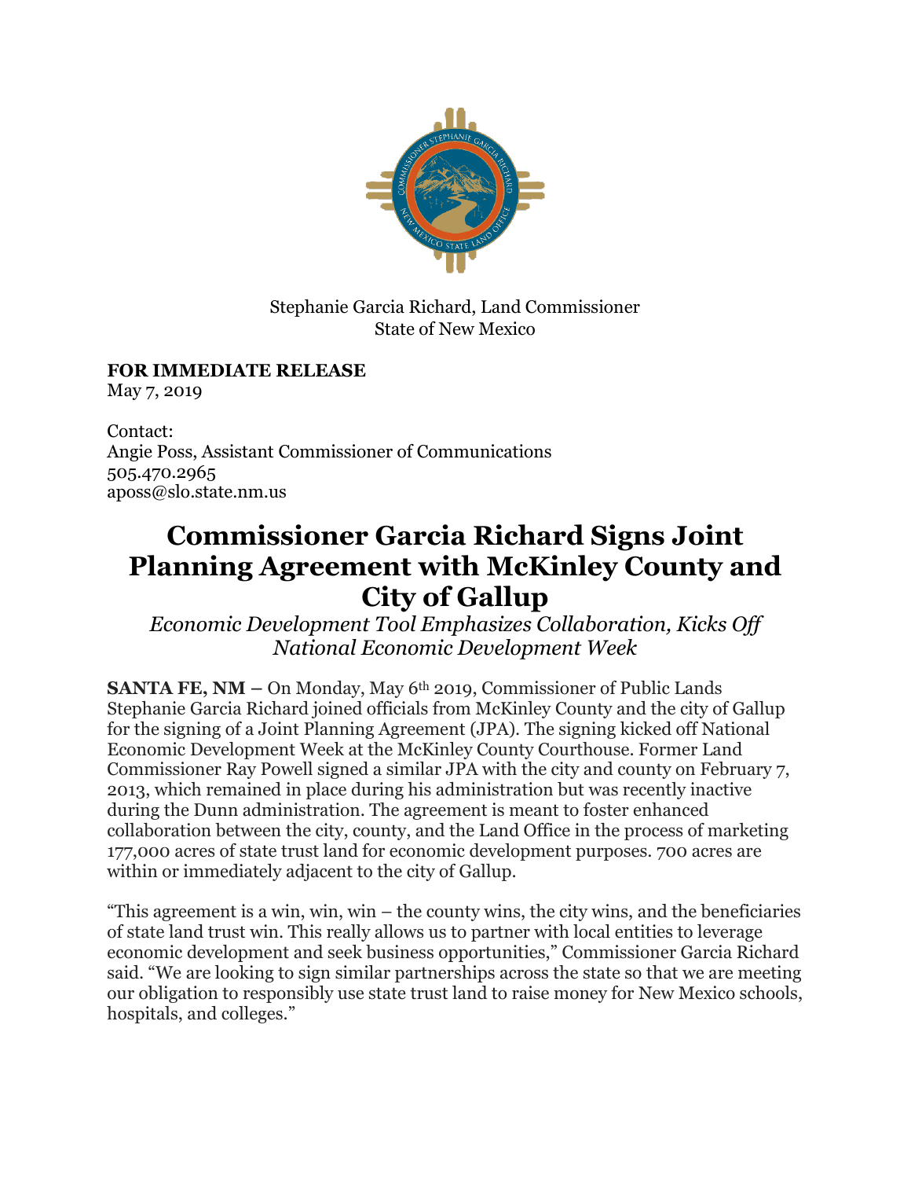Stephanie Garcia Richard, Land Commissioner
State of New Mexico

**FOR IMMEDIATE RELEASE**
May 7, 2019

Contact:
Angie Poss, Assistant Commissioner of Communications
505.470.2965
aposs@slo.state.nm.us

# Commissioner Garcia Richard Signs Joint Planning Agreement with McKinley County and City of Gallup

*Economic Development Tool Emphasizes Collaboration, Kicks Off National Economic Development Week*

**SANTA FE, NM –** On Monday, May 6th 2019, Commissioner of Public Lands Stephanie Garcia Richard joined officials from McKinley County and the city of Gallup for the signing of a Joint Planning Agreement (JPA). The signing kicked off National Economic Development Week at the McKinley County Courthouse. Former Land Commissioner Ray Powell signed a similar JPA with the city and county on February 7, 2013, which remained in place during his administration but was recently inactive during the Dunn administration. The agreement is meant to foster enhanced collaboration between the city, county, and the Land Office in the process of marketing 177,000 acres of state trust land for economic development purposes. 700 acres are within or immediately adjacent to the city of Gallup.

"This agreement is a win, win, win – the county wins, the city wins, and the beneficiaries of state land trust win. This really allows us to partner with local entities to leverage economic development and seek business opportunities," Commissioner Garcia Richard said. "We are looking to sign similar partnerships across the state so that we are meeting our obligation to responsibly use state trust land to raise money for New Mexico schools, hospitals, and colleges."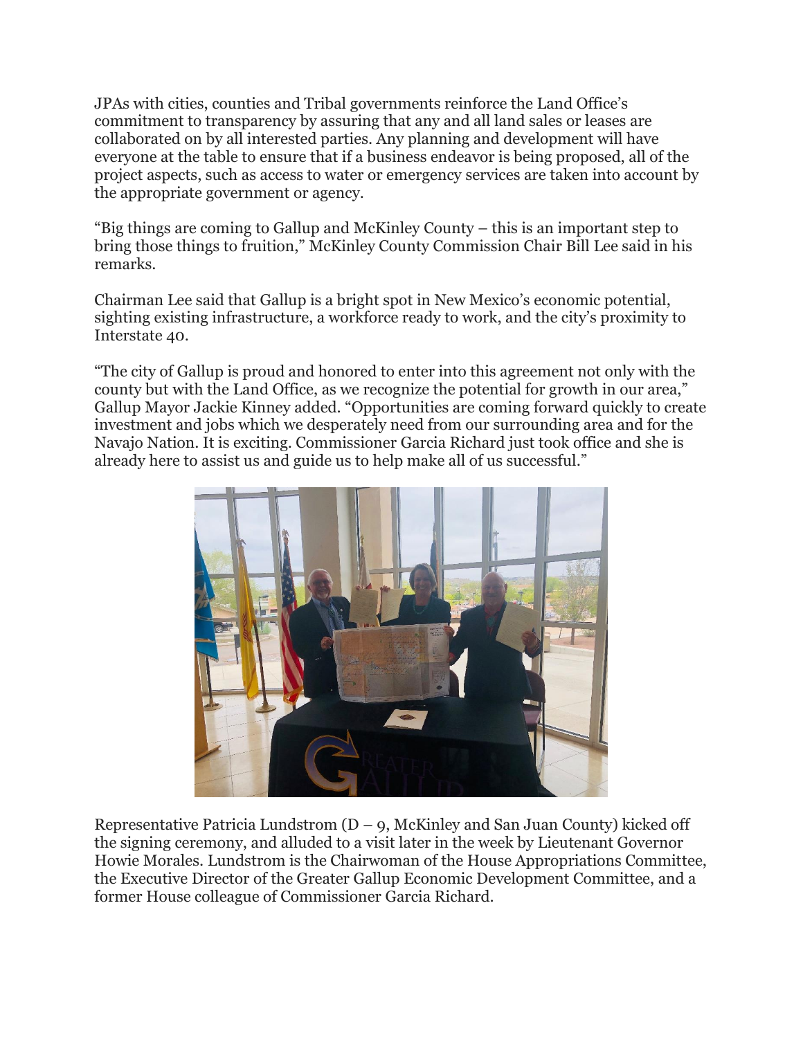JPAs with cities, counties and Tribal governments reinforce the Land Office's commitment to transparency by assuring that any and all land sales or leases are collaborated on by all interested parties. Any planning and development will have everyone at the table to ensure that if a business endeavor is being proposed, all of the project aspects, such as access to water or emergency services are taken into account by the appropriate government or agency.

"Big things are coming to Gallup and McKinley County – this is an important step to bring those things to fruition," McKinley County Commission Chair Bill Lee said in his remarks.

Chairman Lee said that Gallup is a bright spot in New Mexico's economic potential, sighting existing infrastructure, a workforce ready to work, and the city's proximity to Interstate 40.

"The city of Gallup is proud and honored to enter into this agreement not only with the county but with the Land Office, as we recognize the potential for growth in our area," Gallup Mayor Jackie Kinney added. "Opportunities are coming forward quickly to create investment and jobs which we desperately need from our surrounding area and for the Navajo Nation. It is exciting. Commissioner Garcia Richard just took office and she is already here to assist us and guide us to help make all of us successful."

Representative Patricia Lundstrom (D – 9, McKinley and San Juan County) kicked off the signing ceremony, and alluded to a visit later in the week by Lieutenant Governor Howie Morales. Lundstrom is the Chairwoman of the House Appropriations Committee, the Executive Director of the Greater Gallup Economic Development Committee, and a former House colleague of Commissioner Garcia Richard.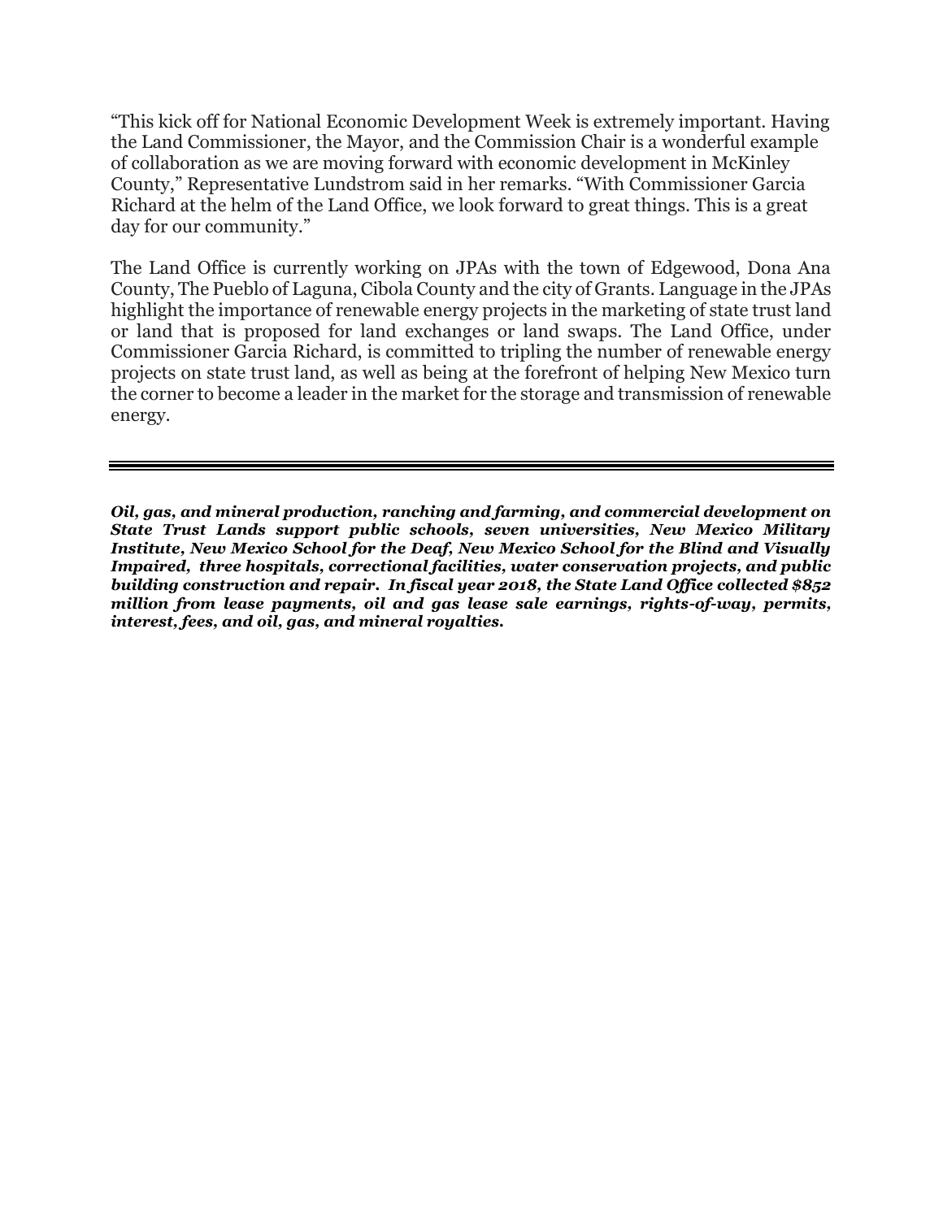“This kick off for National Economic Development Week is extremely important. Having the Land Commissioner, the Mayor, and the Commission Chair is a wonderful example of collaboration as we are moving forward with economic development in McKinley County,” Representative Lundstrom said in her remarks. “With Commissioner Garcia Richard at the helm of the Land Office, we look forward to great things. This is a great day for our community.”

The Land Office is currently working on JPAs with the town of Edgewood, Dona Ana County, The Pueblo of Laguna, Cibola County and the city of Grants. Language in the JPAs highlight the importance of renewable energy projects in the marketing of state trust land or land that is proposed for land exchanges or land swaps. The Land Office, under Commissioner Garcia Richard, is committed to tripling the number of renewable energy projects on state trust land, as well as being at the forefront of helping New Mexico turn the corner to become a leader in the market for the storage and transmission of renewable energy.

---

***Oil, gas, and mineral production, ranching and farming, and commercial development on State Trust Lands support public schools, seven universities, New Mexico Military Institute, New Mexico School for the Deaf, New Mexico School for the Blind and Visually Impaired, three hospitals, correctional facilities, water conservation projects, and public building construction and repair. In fiscal year 2018, the State Land Office collected $852 million from lease payments, oil and gas lease sale earnings, rights-of-way, permits, interest, fees, and oil, gas, and mineral royalties.***